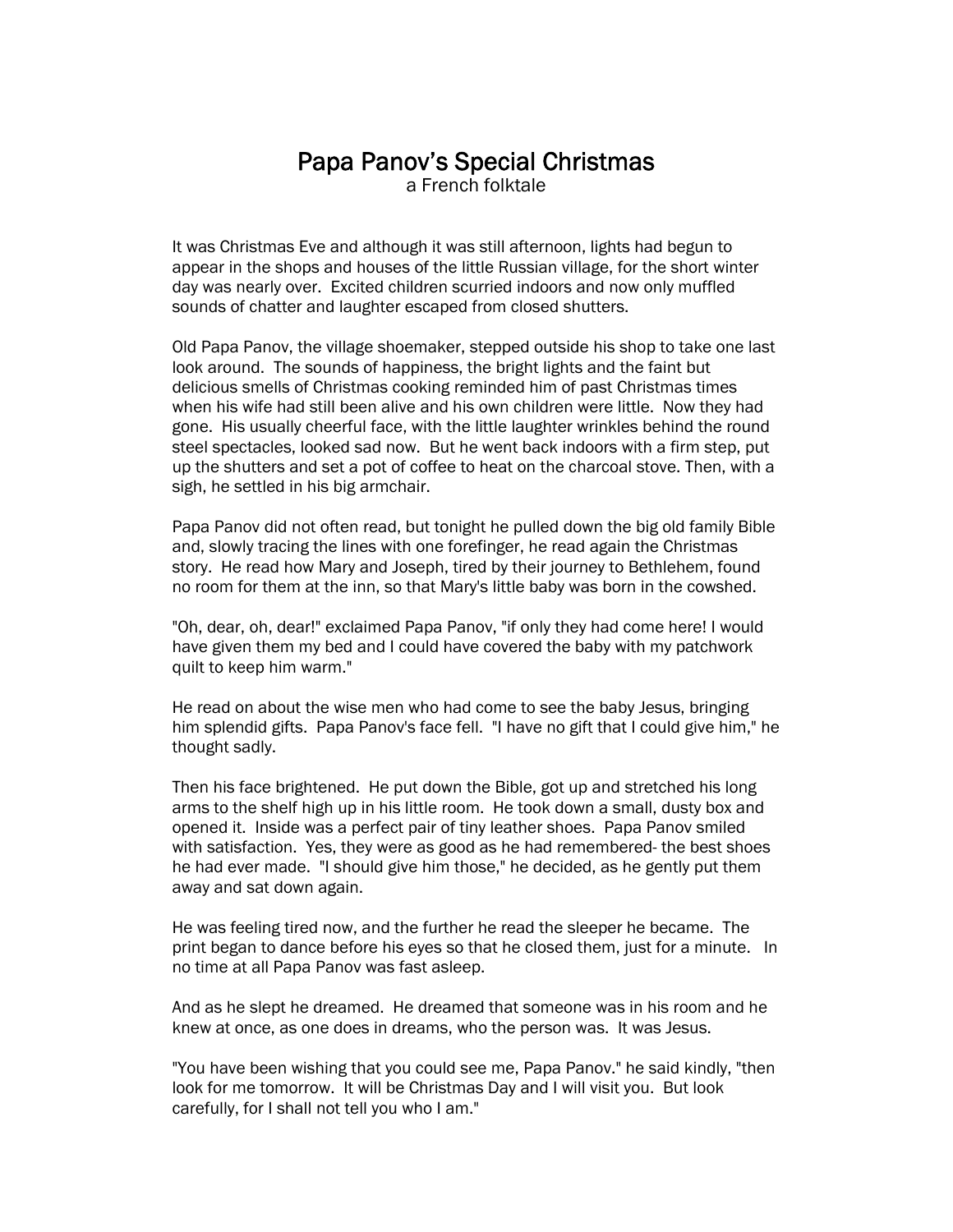# Papa Panov's Special Christmas

a French folktale

It was Christmas Eve and although it was still afternoon, lights had begun to appear in the shops and houses of the little Russian village, for the short winter day was nearly over. Excited children scurried indoors and now only muffled sounds of chatter and laughter escaped from closed shutters.

Old Papa Panov, the village shoemaker, stepped outside his shop to take one last look around. The sounds of happiness, the bright lights and the faint but delicious smells of Christmas cooking reminded him of past Christmas times when his wife had still been alive and his own children were little. Now they had gone. His usually cheerful face, with the little laughter wrinkles behind the round steel spectacles, looked sad now. But he went back indoors with a firm step, put up the shutters and set a pot of coffee to heat on the charcoal stove. Then, with a sigh, he settled in his big armchair.

Papa Panov did not often read, but tonight he pulled down the big old family Bible and, slowly tracing the lines with one forefinger, he read again the Christmas story. He read how Mary and Joseph, tired by their journey to Bethlehem, found no room for them at the inn, so that Mary's little baby was born in the cowshed.

"Oh, dear, oh, dear!" exclaimed Papa Panov, "if only they had come here! I would have given them my bed and I could have covered the baby with my patchwork quilt to keep him warm."

He read on about the wise men who had come to see the baby Jesus, bringing him splendid gifts. Papa Panov's face fell. "I have no gift that I could give him," he thought sadly.

Then his face brightened. He put down the Bible, got up and stretched his long arms to the shelf high up in his little room. He took down a small, dusty box and opened it. Inside was a perfect pair of tiny leather shoes. Papa Panov smiled with satisfaction. Yes, they were as good as he had remembered- the best shoes he had ever made. "I should give him those," he decided, as he gently put them away and sat down again.

He was feeling tired now, and the further he read the sleeper he became. The print began to dance before his eyes so that he closed them, just for a minute. In no time at all Papa Panov was fast asleep.

And as he slept he dreamed. He dreamed that someone was in his room and he knew at once, as one does in dreams, who the person was. It was Jesus.

"You have been wishing that you could see me, Papa Panov." he said kindly, "then look for me tomorrow. It will be Christmas Day and I will visit you. But look carefully, for I shall not tell you who I am."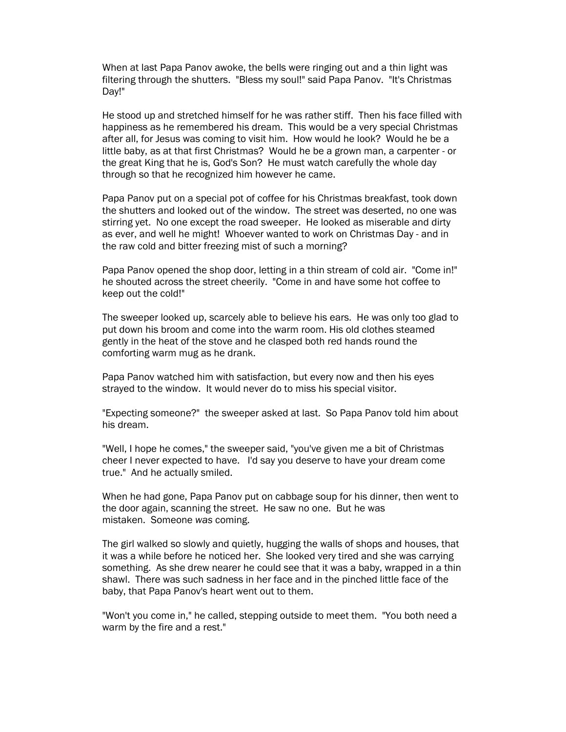When at last Papa Panov awoke, the bells were ringing out and a thin light was filtering through the shutters. "Bless my soul!" said Papa Panov. "It's Christmas Day!"

He stood up and stretched himself for he was rather stiff. Then his face filled with happiness as he remembered his dream. This would be a very special Christmas after all, for Jesus was coming to visit him. How would he look? Would he be a little baby, as at that first Christmas? Would he be a grown man, a carpenter - or the great King that he is, God's Son? He must watch carefully the whole day through so that he recognized him however he came.

Papa Panov put on a special pot of coffee for his Christmas breakfast, took down the shutters and looked out of the window. The street was deserted, no one was stirring yet. No one except the road sweeper. He looked as miserable and dirty as ever, and well he might! Whoever wanted to work on Christmas Day - and in the raw cold and bitter freezing mist of such a morning?

Papa Panov opened the shop door, letting in a thin stream of cold air. "Come in!" he shouted across the street cheerily. "Come in and have some hot coffee to keep out the cold!"

The sweeper looked up, scarcely able to believe his ears. He was only too glad to put down his broom and come into the warm room. His old clothes steamed gently in the heat of the stove and he clasped both red hands round the comforting warm mug as he drank.

Papa Panov watched him with satisfaction, but every now and then his eyes strayed to the window. It would never do to miss his special visitor.

"Expecting someone?" the sweeper asked at last. So Papa Panov told him about his dream.

"Well, I hope he comes," the sweeper said, "you've given me a bit of Christmas cheer I never expected to have. I'd say you deserve to have your dream come true." And he actually smiled.

When he had gone, Papa Panov put on cabbage soup for his dinner, then went to the door again, scanning the street. He saw no one. But he was mistaken. Someone *was* coming.

The girl walked so slowly and quietly, hugging the walls of shops and houses, that it was a while before he noticed her. She looked very tired and she was carrying something. As she drew nearer he could see that it was a baby, wrapped in a thin shawl. There was such sadness in her face and in the pinched little face of the baby, that Papa Panov's heart went out to them.

"Won't you come in," he called, stepping outside to meet them. "You both need a warm by the fire and a rest."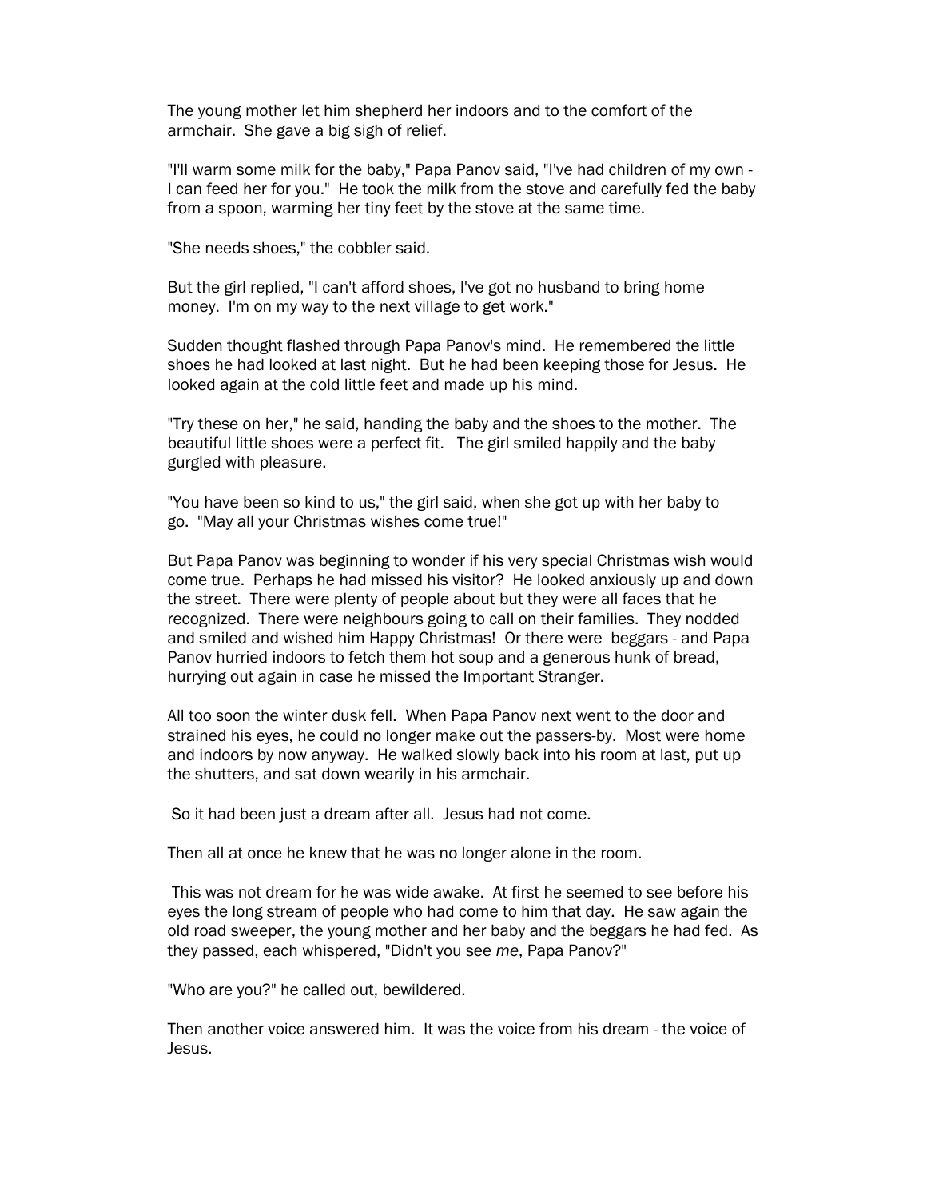The young mother let him shepherd her indoors and to the comfort of the armchair. She gave a big sigh of relief.

"I'll warm some milk for the baby," Papa Panov said, "I've had children of my own - I can feed her for you." He took the milk from the stove and carefully fed the baby from a spoon, warming her tiny feet by the stove at the same time.

"She needs shoes," the cobbler said.

But the girl replied, "I can't afford shoes, I've got no husband to bring home money. I'm on my way to the next village to get work."

Sudden thought flashed through Papa Panov's mind. He remembered the little shoes he had looked at last night. But he had been keeping those for Jesus. He looked again at the cold little feet and made up his mind.

"Try these on her," he said, handing the baby and the shoes to the mother. The beautiful little shoes were a perfect fit. The girl smiled happily and the baby gurgled with pleasure.

"You have been so kind to us," the girl said, when she got up with her baby to go. "May all your Christmas wishes come true!"

But Papa Panov was beginning to wonder if his very special Christmas wish would come true. Perhaps he had missed his visitor? He looked anxiously up and down the street. There were plenty of people about but they were all faces that he recognized. There were neighbours going to call on their families. They nodded and smiled and wished him Happy Christmas! Or there were beggars - and Papa Panov hurried indoors to fetch them hot soup and a generous hunk of bread, hurrying out again in case he missed the Important Stranger.

All too soon the winter dusk fell. When Papa Panov next went to the door and strained his eyes, he could no longer make out the passers-by. Most were home and indoors by now anyway. He walked slowly back into his room at last, put up the shutters, and sat down wearily in his armchair.

So it had been just a dream after all. Jesus had not come.

Then all at once he knew that he was no longer alone in the room.

This was not dream for he was wide awake. At first he seemed to see before his eyes the long stream of people who had come to him that day. He saw again the old road sweeper, the young mother and her baby and the beggars he had fed. As they passed, each whispered, "Didn't you see *me*, Papa Panov?"

"Who are you?" he called out, bewildered.

Then another voice answered him. It was the voice from his dream - the voice of Jesus.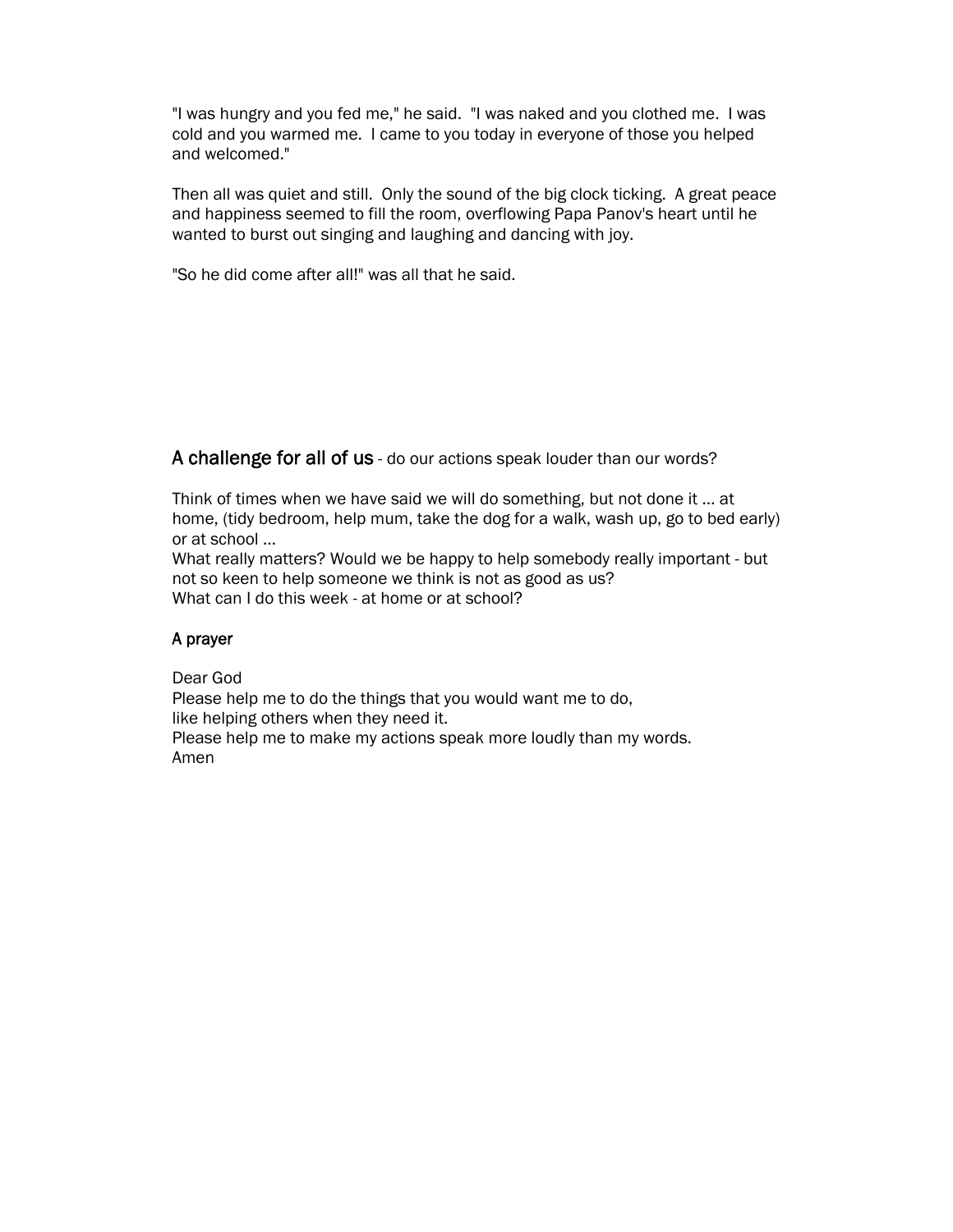"I was hungry and you fed me," he said. "I was naked and you clothed me. I was cold and you warmed me. I came to you today in everyone of those you helped and welcomed."

Then all was quiet and still. Only the sound of the big clock ticking. A great peace and happiness seemed to fill the room, overflowing Papa Panov's heart until he wanted to burst out singing and laughing and dancing with joy.

"So he did come after all!" was all that he said.

## A challenge for all of us - do our actions speak louder than our words?

Think of times when we have said we will do something, but not done it … at home, (tidy bedroom, help mum, take the dog for a walk, wash up, go to bed early) or at school …
What really matters? Would we be happy to help somebody really important - but not so keen to help someone we think is not as good as us?
What can I do this week - at home or at school?

### A prayer

Dear God
Please help me to do the things that you would want me to do,
like helping others when they need it.
Please help me to make my actions speak more loudly than my words.
Amen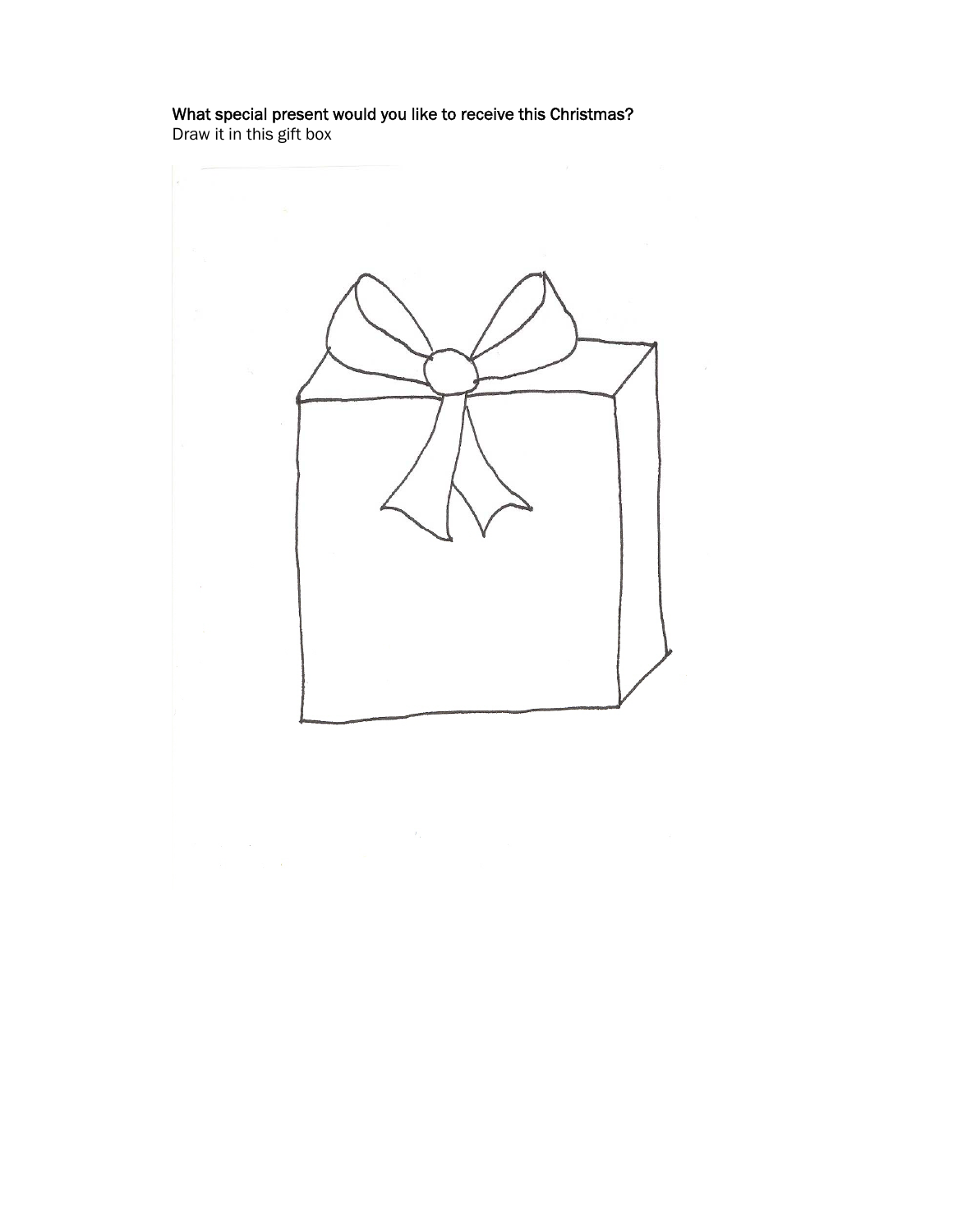**What special present would you like to receive this Christmas?**
Draw it in this gift box